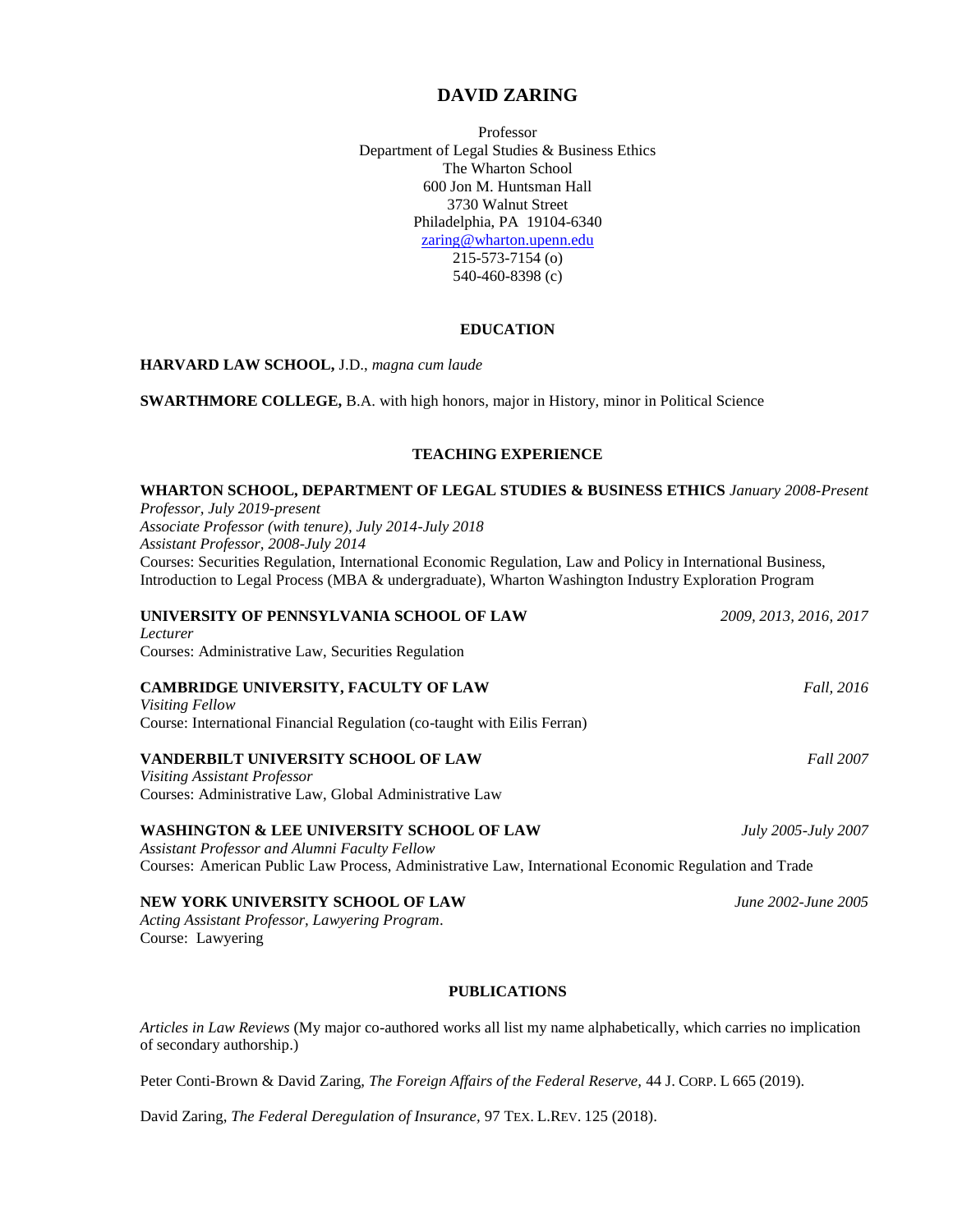# DAVID ZARING

Professor
Department of Legal Studies & Business Ethics
The Wharton School
600 Jon M. Huntsman Hall
3730 Walnut Street
Philadelphia, PA 19104-6340
zaring@wharton.upenn.edu
215-573-7154 (o)
540-460-8398 (c)

## EDUCATION

**HARVARD LAW SCHOOL,** J.D., *magna cum laude*

**SWARTHMORE COLLEGE,** B.A. with high honors, major in History, minor in Political Science

## TEACHING EXPERIENCE

**WHARTON SCHOOL, DEPARTMENT OF LEGAL STUDIES & BUSINESS ETHICS** *January 2008-Present*
*Professor, July 2019-present*
*Associate Professor (with tenure), July 2014-July 2018*
*Assistant Professor, 2008-July 2014*
Courses: Securities Regulation, International Economic Regulation, Law and Policy in International Business, Introduction to Legal Process (MBA & undergraduate), Wharton Washington Industry Exploration Program

**UNIVERSITY OF PENNSYLVANIA SCHOOL OF LAW** *2009, 2013, 2016, 2017*
*Lecturer*
Courses: Administrative Law, Securities Regulation

**CAMBRIDGE UNIVERSITY, FACULTY OF LAW** *Fall, 2016*
*Visiting Fellow*
Course: International Financial Regulation (co-taught with Eilis Ferran)

**VANDERBILT UNIVERSITY SCHOOL OF LAW** *Fall 2007*
*Visiting Assistant Professor*
Courses: Administrative Law, Global Administrative Law

**WASHINGTON & LEE UNIVERSITY SCHOOL OF LAW** *July 2005-July 2007*
*Assistant Professor and Alumni Faculty Fellow*
Courses: American Public Law Process, Administrative Law, International Economic Regulation and Trade

**NEW YORK UNIVERSITY SCHOOL OF LAW** *June 2002-June 2005*
*Acting Assistant Professor, Lawyering Program*.
Course: Lawyering

## PUBLICATIONS

*Articles in Law Reviews* (My major co-authored works all list my name alphabetically, which carries no implication of secondary authorship.)

Peter Conti-Brown & David Zaring, *The Foreign Affairs of the Federal Reserve,* 44 J. CORP. L 665 (2019).

David Zaring, *The Federal Deregulation of Insurance,* 97 TEX. L.REV. 125 (2018).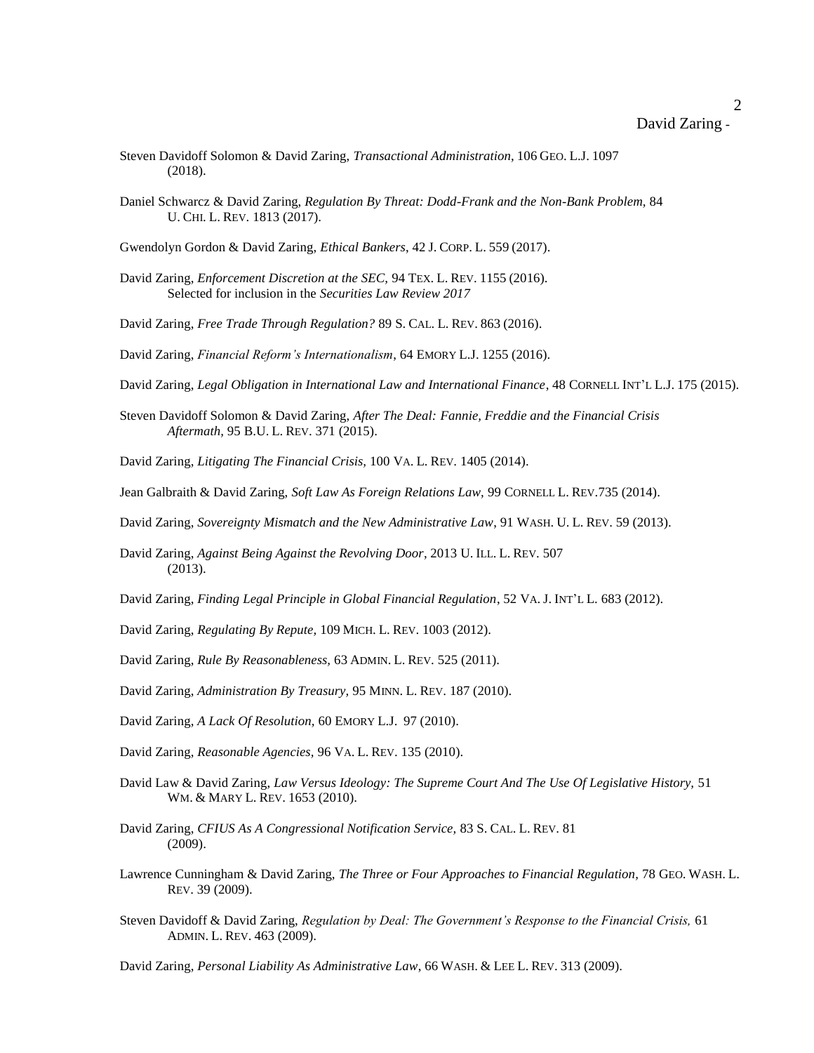Steven Davidoff Solomon & David Zaring, *Transactional Administration,* 106 GEO. L.J. 1097 (2018).

Daniel Schwarcz & David Zaring, *Regulation By Threat: Dodd-Frank and the Non-Bank Problem,* 84 U. CHI. L. REV. 1813 (2017).

Gwendolyn Gordon & David Zaring, *Ethical Bankers*, 42 J. CORP. L. 559 (2017).

David Zaring, *Enforcement Discretion at the SEC*, 94 TEX. L. REV. 1155 (2016). Selected for inclusion in the *Securities Law Review 2017*

David Zaring, *Free Trade Through Regulation?* 89 S. CAL. L. REV. 863 (2016).

David Zaring, *Financial Reform's Internationalism*, 64 EMORY L.J. 1255 (2016).

David Zaring, *Legal Obligation in International Law and International Finance*, 48 CORNELL INT'L L.J. 175 (2015).

Steven Davidoff Solomon & David Zaring, *After The Deal: Fannie, Freddie and the Financial Crisis Aftermath,* 95 B.U. L. REV. 371 (2015).

David Zaring, *Litigating The Financial Crisis,* 100 VA. L. REV. 1405 (2014).

Jean Galbraith & David Zaring, *Soft Law As Foreign Relations Law,* 99 CORNELL L. REV.735 (2014).

David Zaring, *Sovereignty Mismatch and the New Administrative Law*, 91 WASH. U. L. REV. 59 (2013).

David Zaring, *Against Being Against the Revolving Door*, 2013 U. ILL. L. REV. 507 (2013).

David Zaring, *Finding Legal Principle in Global Financial Regulation*, 52 VA. J. INT'L L. 683 (2012).

David Zaring, *Regulating By Repute,* 109 MICH. L. REV. 1003 (2012).

David Zaring, *Rule By Reasonableness,* 63 ADMIN. L. REV. 525 (2011).

David Zaring, *Administration By Treasury,* 95 MINN. L. REV. 187 (2010).

David Zaring, *A Lack Of Resolution*, 60 EMORY L.J. 97 (2010).

David Zaring, *Reasonable Agencies,* 96 VA. L. REV. 135 (2010).

David Law & David Zaring, *Law Versus Ideology: The Supreme Court And The Use Of Legislative History,* 51 WM. & MARY L. REV. 1653 (2010).

David Zaring, *CFIUS As A Congressional Notification Service,* 83 S. CAL. L. REV. 81 (2009).

Lawrence Cunningham & David Zaring, *The Three or Four Approaches to Financial Regulation,* 78 GEO. WASH. L. REV. 39 (2009).

Steven Davidoff & David Zaring, *Regulation by Deal: The Government's Response to the Financial Crisis,* 61 ADMIN. L. REV. 463 (2009).

David Zaring, *Personal Liability As Administrative Law*, 66 WASH. & LEE L. REV. 313 (2009).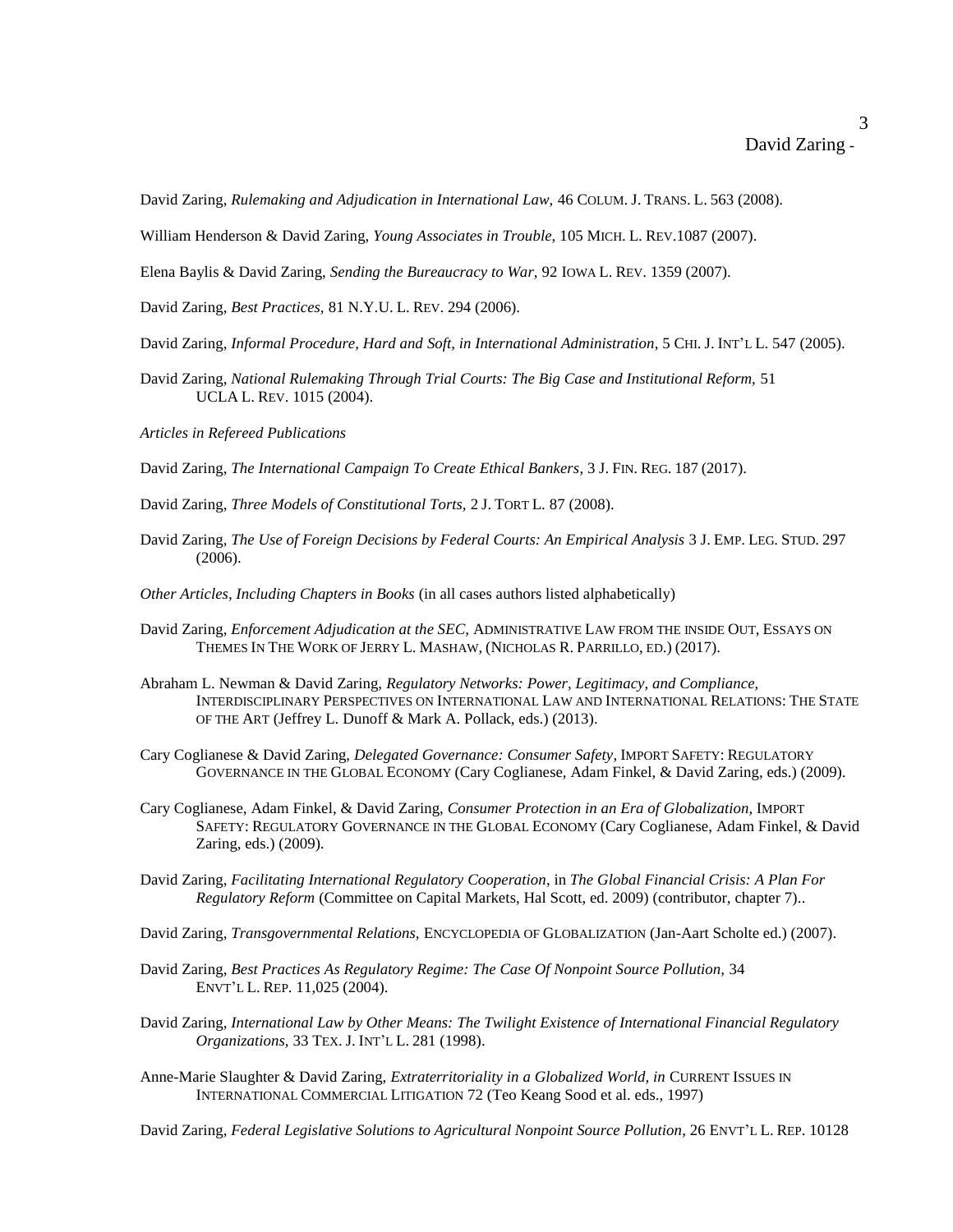David Zaring, *Rulemaking and Adjudication in International Law,* 46 COLUM. J. TRANS. L. 563 (2008).

William Henderson & David Zaring, *Young Associates in Trouble,* 105 MICH. L. REV.1087 (2007).

Elena Baylis & David Zaring, *Sending the Bureaucracy to War,* 92 IOWA L. REV. 1359 (2007).

David Zaring, *Best Practices,* 81 N.Y.U. L. REV. 294 (2006).

David Zaring, *Informal Procedure, Hard and Soft, in International Administration*, 5 CHI. J. INT'L L. 547 (2005).

David Zaring, *National Rulemaking Through Trial Courts: The Big Case and Institutional Reform,* 51 UCLA L. REV. 1015 (2004).

*Articles in Refereed Publications*

David Zaring, *The International Campaign To Create Ethical Bankers*, 3 J. FIN. REG. 187 (2017).

David Zaring, *Three Models of Constitutional Torts,* 2 J. TORT L. 87 (2008).

David Zaring, *The Use of Foreign Decisions by Federal Courts: An Empirical Analysis* 3 J. EMP. LEG. STUD. 297 (2006).

*Other Articles, Including Chapters in Books* (in all cases authors listed alphabetically)

David Zaring, *Enforcement Adjudication at the SEC,* ADMINISTRATIVE LAW FROM THE INSIDE OUT, ESSAYS ON THEMES IN THE WORK OF JERRY L. MASHAW, (NICHOLAS R. PARRILLO, ED.) (2017).

Abraham L. Newman & David Zaring, *Regulatory Networks: Power, Legitimacy, and Compliance,* INTERDISCIPLINARY PERSPECTIVES ON INTERNATIONAL LAW AND INTERNATIONAL RELATIONS: THE STATE OF THE ART (Jeffrey L. Dunoff & Mark A. Pollack, eds.) (2013).

Cary Coglianese & David Zaring, *Delegated Governance: Consumer Safety,* IMPORT SAFETY: REGULATORY GOVERNANCE IN THE GLOBAL ECONOMY (Cary Coglianese, Adam Finkel, & David Zaring, eds.) (2009).

Cary Coglianese, Adam Finkel, & David Zaring, *Consumer Protection in an Era of Globalization,* IMPORT SAFETY: REGULATORY GOVERNANCE IN THE GLOBAL ECONOMY (Cary Coglianese, Adam Finkel, & David Zaring, eds.) (2009).

David Zaring, *Facilitating International Regulatory Cooperation,* in *The Global Financial Crisis: A Plan For Regulatory Reform* (Committee on Capital Markets, Hal Scott, ed. 2009) (contributor, chapter 7)..

David Zaring, *Transgovernmental Relations,* ENCYCLOPEDIA OF GLOBALIZATION (Jan-Aart Scholte ed.) (2007).

David Zaring, *Best Practices As Regulatory Regime: The Case Of Nonpoint Source Pollution,* 34 ENVT'L L. REP. 11,025 (2004).

David Zaring, *International Law by Other Means: The Twilight Existence of International Financial Regulatory Organizations,* 33 TEX. J. INT'L L. 281 (1998).

Anne-Marie Slaughter & David Zaring, *Extraterritoriality in a Globalized World, in* CURRENT ISSUES IN INTERNATIONAL COMMERCIAL LITIGATION 72 (Teo Keang Sood et al. eds., 1997)

David Zaring, *Federal Legislative Solutions to Agricultural Nonpoint Source Pollution*, 26 ENVT'L L. REP. 10128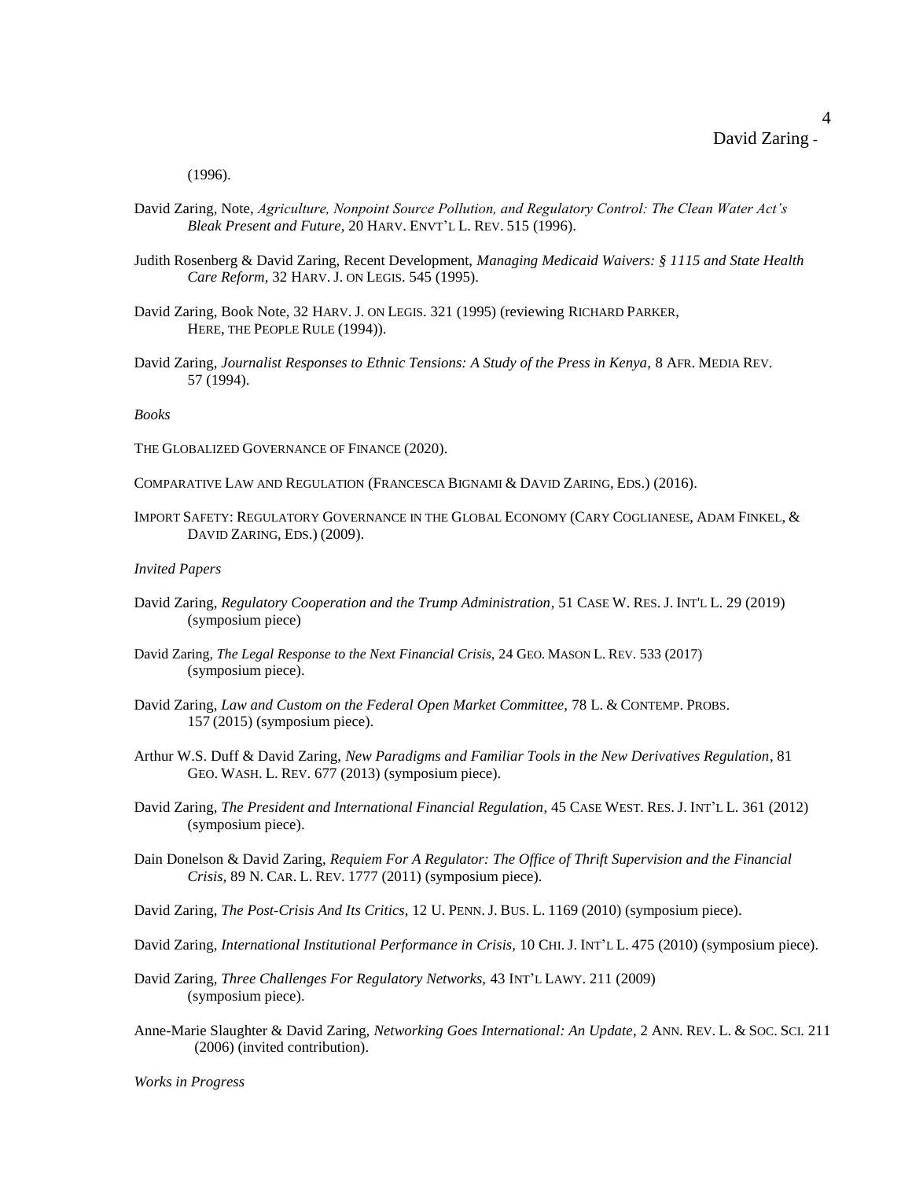(1996).

David Zaring, Note, *Agriculture, Nonpoint Source Pollution, and Regulatory Control: The Clean Water Act's Bleak Present and Future*, 20 HARV. ENVT'L L. REV. 515 (1996).

Judith Rosenberg & David Zaring, Recent Development, *Managing Medicaid Waivers: § 1115 and State Health Care Reform*, 32 HARV. J. ON LEGIS. 545 (1995).

David Zaring, Book Note, 32 HARV. J. ON LEGIS. 321 (1995) (reviewing RICHARD PARKER, HERE, THE PEOPLE RULE (1994)).

David Zaring, *Journalist Responses to Ethnic Tensions: A Study of the Press in Kenya,* 8 AFR. MEDIA REV. 57 (1994).

*Books*

THE GLOBALIZED GOVERNANCE OF FINANCE (2020).

COMPARATIVE LAW AND REGULATION (FRANCESCA BIGNAMI & DAVID ZARING, EDS.) (2016).

IMPORT SAFETY: REGULATORY GOVERNANCE IN THE GLOBAL ECONOMY (CARY COGLIANESE, ADAM FINKEL, & DAVID ZARING, EDS.) (2009).

*Invited Papers*

David Zaring, *Regulatory Cooperation and the Trump Administration*, 51 CASE W. RES. J. INT'L L. 29 (2019) (symposium piece)

David Zaring, *The Legal Response to the Next Financial Crisis*, 24 GEO. MASON L. REV. 533 (2017) (symposium piece).

David Zaring, *Law and Custom on the Federal Open Market Committee,* 78 L. & CONTEMP. PROBS. 157 (2015) (symposium piece).

Arthur W.S. Duff & David Zaring, *New Paradigms and Familiar Tools in the New Derivatives Regulation*, 81 GEO. WASH. L. REV. 677 (2013) (symposium piece).

David Zaring, *The President and International Financial Regulation*, 45 CASE WEST. RES. J. INT'L L. 361 (2012) (symposium piece).

Dain Donelson & David Zaring, *Requiem For A Regulator: The Office of Thrift Supervision and the Financial Crisis,* 89 N. CAR. L. REV. 1777 (2011) (symposium piece).

David Zaring, *The Post-Crisis And Its Critics,* 12 U. PENN. J. BUS. L. 1169 (2010) (symposium piece).

David Zaring, *International Institutional Performance in Crisis,* 10 CHI. J. INT'L L. 475 (2010) (symposium piece).

David Zaring, *Three Challenges For Regulatory Networks,* 43 INT'L LAWY. 211 (2009) (symposium piece).

Anne-Marie Slaughter & David Zaring, *Networking Goes International: An Update*, 2 ANN. REV. L. & SOC. SCI. 211 (2006) (invited contribution).

*Works in Progress*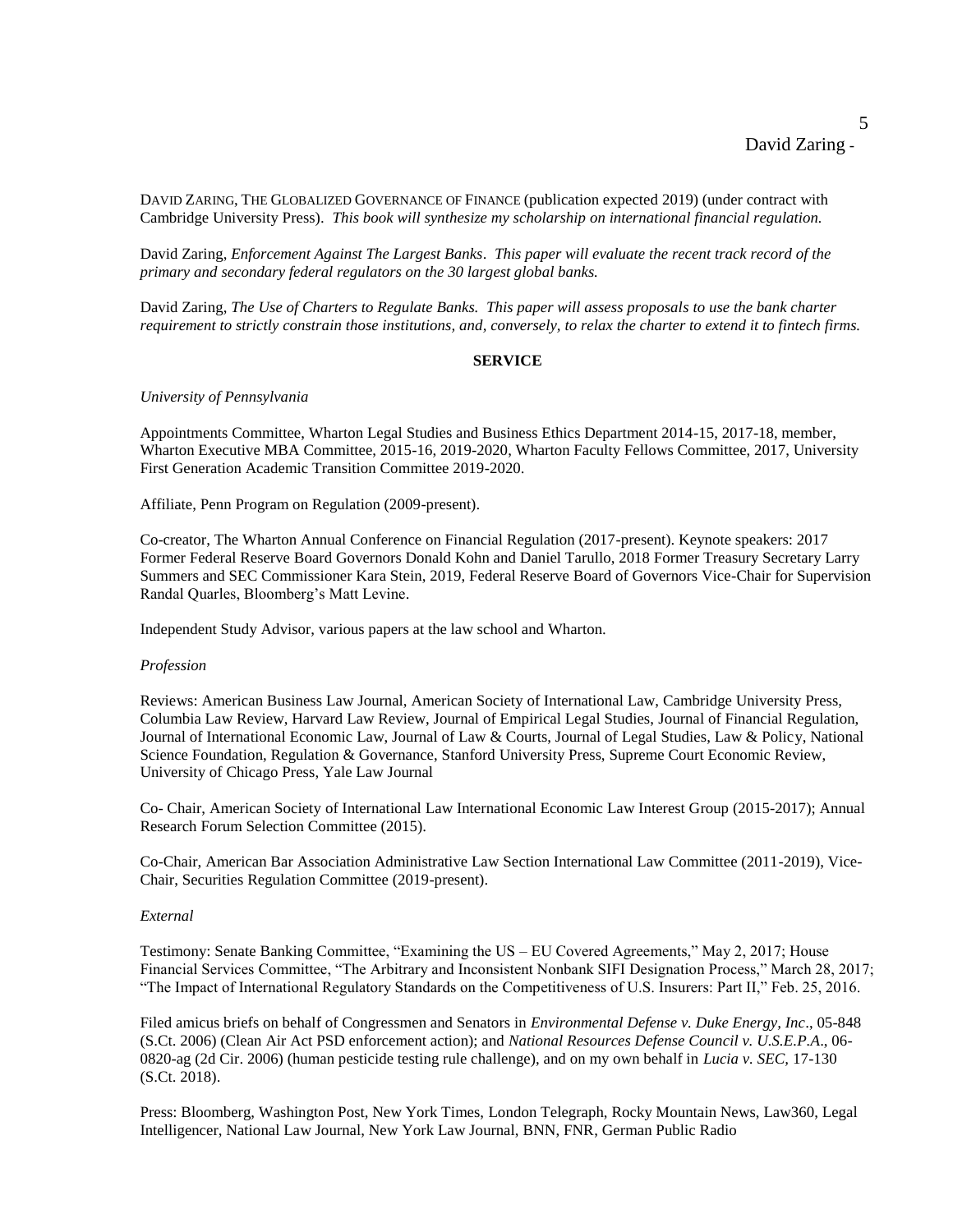DAVID ZARING, THE GLOBALIZED GOVERNANCE OF FINANCE (publication expected 2019) (under contract with Cambridge University Press). *This book will synthesize my scholarship on international financial regulation.*

David Zaring, *Enforcement Against The Largest Banks*. *This paper will evaluate the recent track record of the primary and secondary federal regulators on the 30 largest global banks.*

David Zaring, *The Use of Charters to Regulate Banks. This paper will assess proposals to use the bank charter requirement to strictly constrain those institutions, and, conversely, to relax the charter to extend it to fintech firms.*

## SERVICE

*University of Pennsylvania*

Appointments Committee, Wharton Legal Studies and Business Ethics Department 2014-15, 2017-18, member, Wharton Executive MBA Committee, 2015-16, 2019-2020, Wharton Faculty Fellows Committee, 2017, University First Generation Academic Transition Committee 2019-2020.

Affiliate, Penn Program on Regulation (2009-present).

Co-creator, The Wharton Annual Conference on Financial Regulation (2017-present). Keynote speakers: 2017 Former Federal Reserve Board Governors Donald Kohn and Daniel Tarullo, 2018 Former Treasury Secretary Larry Summers and SEC Commissioner Kara Stein, 2019, Federal Reserve Board of Governors Vice-Chair for Supervision Randal Quarles, Bloomberg's Matt Levine.

Independent Study Advisor, various papers at the law school and Wharton.

*Profession*

Reviews: American Business Law Journal, American Society of International Law, Cambridge University Press, Columbia Law Review, Harvard Law Review, Journal of Empirical Legal Studies, Journal of Financial Regulation, Journal of International Economic Law, Journal of Law & Courts, Journal of Legal Studies, Law & Policy, National Science Foundation, Regulation & Governance, Stanford University Press, Supreme Court Economic Review, University of Chicago Press, Yale Law Journal

Co- Chair, American Society of International Law International Economic Law Interest Group (2015-2017); Annual Research Forum Selection Committee (2015).

Co-Chair, American Bar Association Administrative Law Section International Law Committee (2011-2019), Vice-Chair, Securities Regulation Committee (2019-present).

*External*

Testimony: Senate Banking Committee, "Examining the US – EU Covered Agreements," May 2, 2017; House Financial Services Committee, "The Arbitrary and Inconsistent Nonbank SIFI Designation Process," March 28, 2017; "The Impact of International Regulatory Standards on the Competitiveness of U.S. Insurers: Part II," Feb. 25, 2016.

Filed amicus briefs on behalf of Congressmen and Senators in *Environmental Defense v. Duke Energy, Inc*., 05-848 (S.Ct. 2006) (Clean Air Act PSD enforcement action); and *National Resources Defense Council v. U.S.E.P.A*., 06-0820-ag (2d Cir. 2006) (human pesticide testing rule challenge), and on my own behalf in *Lucia v. SEC*, 17-130 (S.Ct. 2018).

Press: Bloomberg, Washington Post, New York Times, London Telegraph, Rocky Mountain News, Law360, Legal Intelligencer, National Law Journal, New York Law Journal, BNN, FNR, German Public Radio